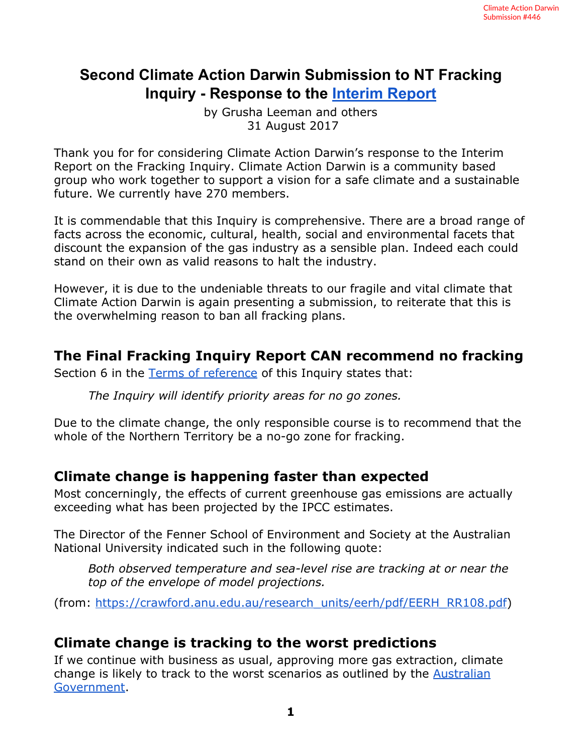Climate Action Darwin
Submission #446

# Second Climate Action Darwin Submission to NT Fracking Inquiry - Response to the Interim Report

by Grusha Leeman and others
31 August 2017

Thank you for for considering Climate Action Darwin's response to the Interim Report on the Fracking Inquiry. Climate Action Darwin is a community based group who work together to support a vision for a safe climate and a sustainable future. We currently have 270 members.

It is commendable that this Inquiry is comprehensive. There are a broad range of facts across the economic, cultural, health, social and environmental facets that discount the expansion of the gas industry as a sensible plan. Indeed each could stand on their own as valid reasons to halt the industry.

However, it is due to the undeniable threats to our fragile and vital climate that Climate Action Darwin is again presenting a submission, to reiterate that this is the overwhelming reason to ban all fracking plans.

## The Final Fracking Inquiry Report CAN recommend no fracking

Section 6 in the Terms of reference of this Inquiry states that:

> *The Inquiry will identify priority areas for no go zones.*

Due to the climate change, the only responsible course is to recommend that the whole of the Northern Territory be a no-go zone for fracking.

## Climate change is happening faster than expected

Most concerningly, the effects of current greenhouse gas emissions are actually exceeding what has been projected by the IPCC estimates.

The Director of the Fenner School of Environment and Society at the Australian National University indicated such in the following quote:

> *Both observed temperature and sea-level rise are tracking at or near the top of the envelope of model projections.*

(from: https://crawford.anu.edu.au/research_units/eerh/pdf/EERH_RR108.pdf)

## Climate change is tracking to the worst predictions

If we continue with business as usual, approving more gas extraction, climate change is likely to track to the worst scenarios as outlined by the Australian Government.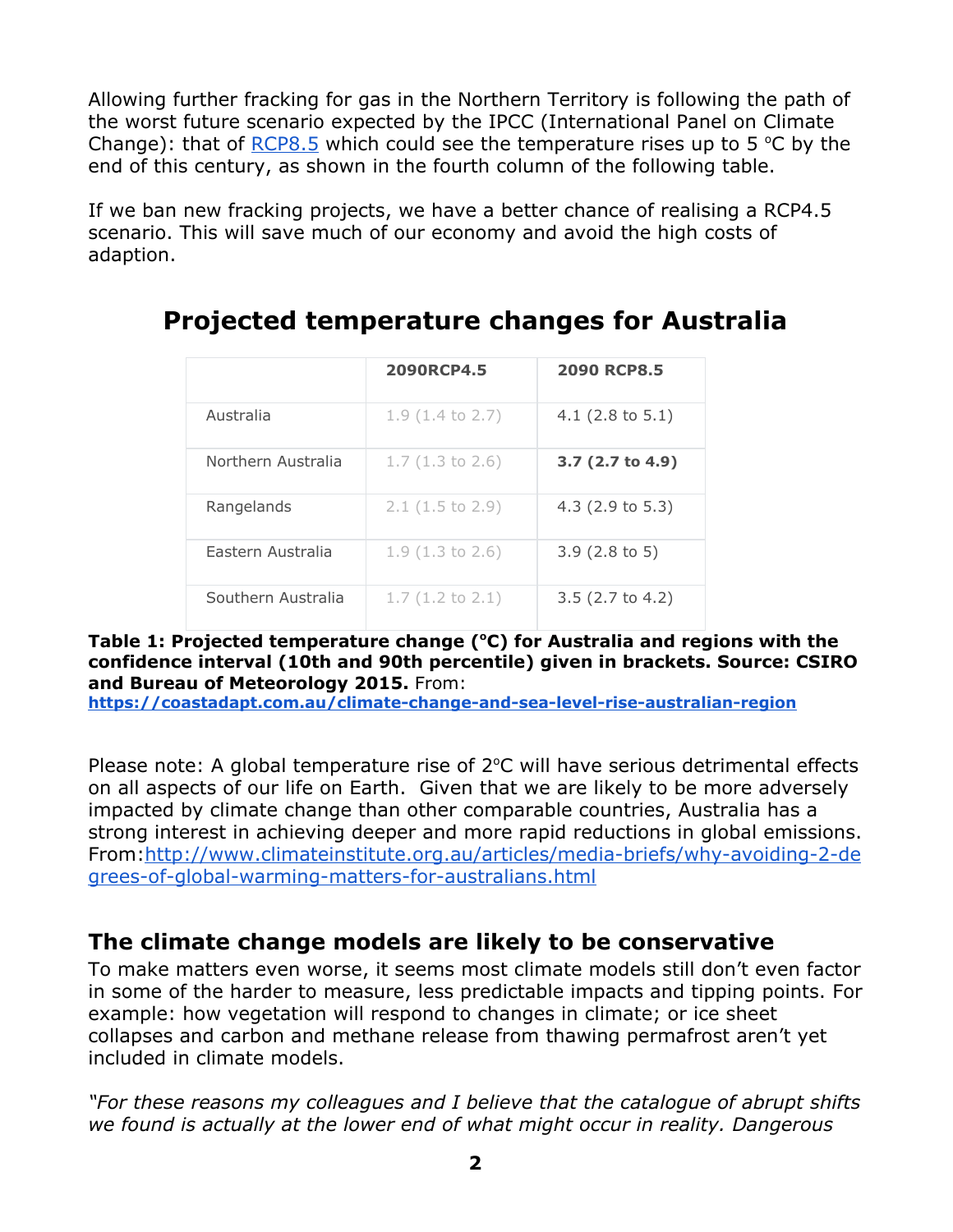Allowing further fracking for gas in the Northern Territory is following the path of the worst future scenario expected by the IPCC (International Panel on Climate Change): that of [RCP8.5](RCP8.5) which could see the temperature rises up to 5 °C by the end of this century, as shown in the fourth column of the following table.

If we ban new fracking projects, we have a better chance of realising a RCP4.5 scenario. This will save much of our economy and avoid the high costs of adaption.

## Projected temperature changes for Australia

| | 2090RCP4.5 | 2090 RCP8.5 |
|---|---|---|
| Australia | 1.9 (1.4 to 2.7) | 4.1 (2.8 to 5.1) |
| Northern Australia | 1.7 (1.3 to 2.6) | **3.7 (2.7 to 4.9)** |
| Rangelands | 2.1 (1.5 to 2.9) | 4.3 (2.9 to 5.3) |
| Eastern Australia | 1.9 (1.3 to 2.6) | 3.9 (2.8 to 5) |
| Southern Australia | 1.7 (1.2 to 2.1) | 3.5 (2.7 to 4.2) |

**Table 1: Projected temperature change (°C) for Australia and regions with the confidence interval (10th and 90th percentile) given in brackets. Source: CSIRO and Bureau of Meteorology 2015.** From: **https://coastadapt.com.au/climate-change-and-sea-level-rise-australian-region**

Please note: A global temperature rise of 2°C will have serious detrimental effects on all aspects of our life on Earth. Given that we are likely to be more adversely impacted by climate change than other comparable countries, Australia has a strong interest in achieving deeper and more rapid reductions in global emissions. From:http://www.climateinstitute.org.au/articles/media-briefs/why-avoiding-2-degrees-of-global-warming-matters-for-australians.html

## The climate change models are likely to be conservative

To make matters even worse, it seems most climate models still don't even factor in some of the harder to measure, less predictable impacts and tipping points. For example: how vegetation will respond to changes in climate; or ice sheet collapses and carbon and methane release from thawing permafrost aren't yet included in climate models.

*"For these reasons my colleagues and I believe that the catalogue of abrupt shifts we found is actually at the lower end of what might occur in reality. Dangerous*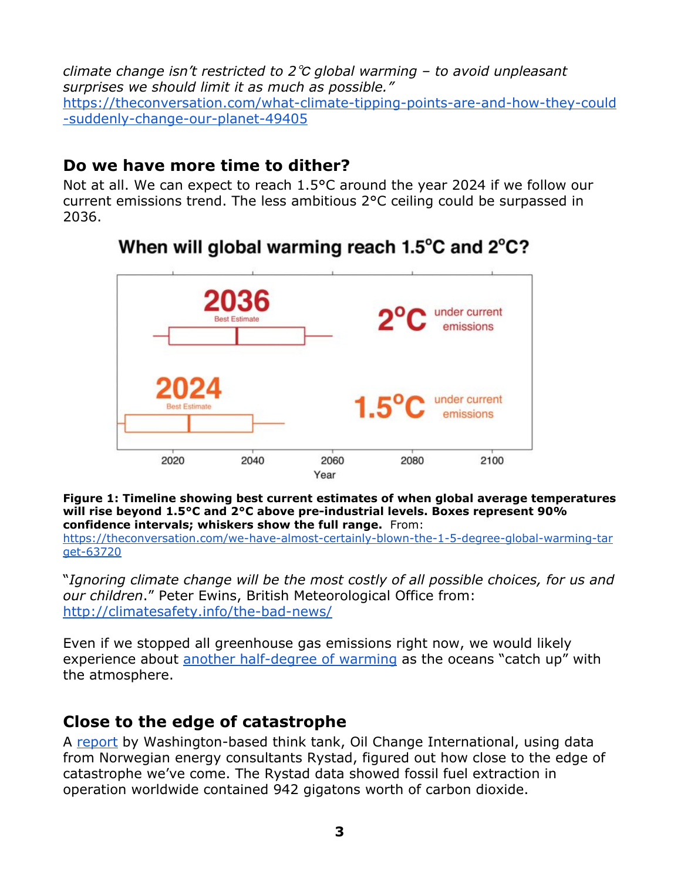*climate change isn't restricted to 2℃ global warming – to avoid unpleasant surprises we should limit it as much as possible."*
https://theconversation.com/what-climate-tipping-points-are-and-how-they-could-suddenly-change-our-planet-49405

## Do we have more time to dither?

Not at all. We can expect to reach 1.5°C around the year 2024 if we follow our current emissions trend. The less ambitious 2°C ceiling could be surpassed in 2036.

When will global warming reach 1.5°C and 2°C?

2036 Best Estimate — 2°C under current emissions

2024 Best Estimate — 1.5°C under current emissions

Year: 2020, 2040, 2060, 2080, 2100

**Figure 1: Timeline showing best current estimates of when global average temperatures will rise beyond 1.5°C and 2°C above pre-industrial levels. Boxes represent 90% confidence intervals; whiskers show the full range.** From: https://theconversation.com/we-have-almost-certainly-blown-the-1-5-degree-global-warming-target-63720

"*Ignoring climate change will be the most costly of all possible choices, for us and our children*." Peter Ewins, British Meteorological Office from: http://climatesafety.info/the-bad-news/

Even if we stopped all greenhouse gas emissions right now, we would likely experience about another half-degree of warming as the oceans "catch up" with the atmosphere.

## Close to the edge of catastrophe

A report by Washington-based think tank, Oil Change International, using data from Norwegian energy consultants Rystad, figured out how close to the edge of catastrophe we've come. The Rystad data showed fossil fuel extraction in operation worldwide contained 942 gigatons worth of carbon dioxide.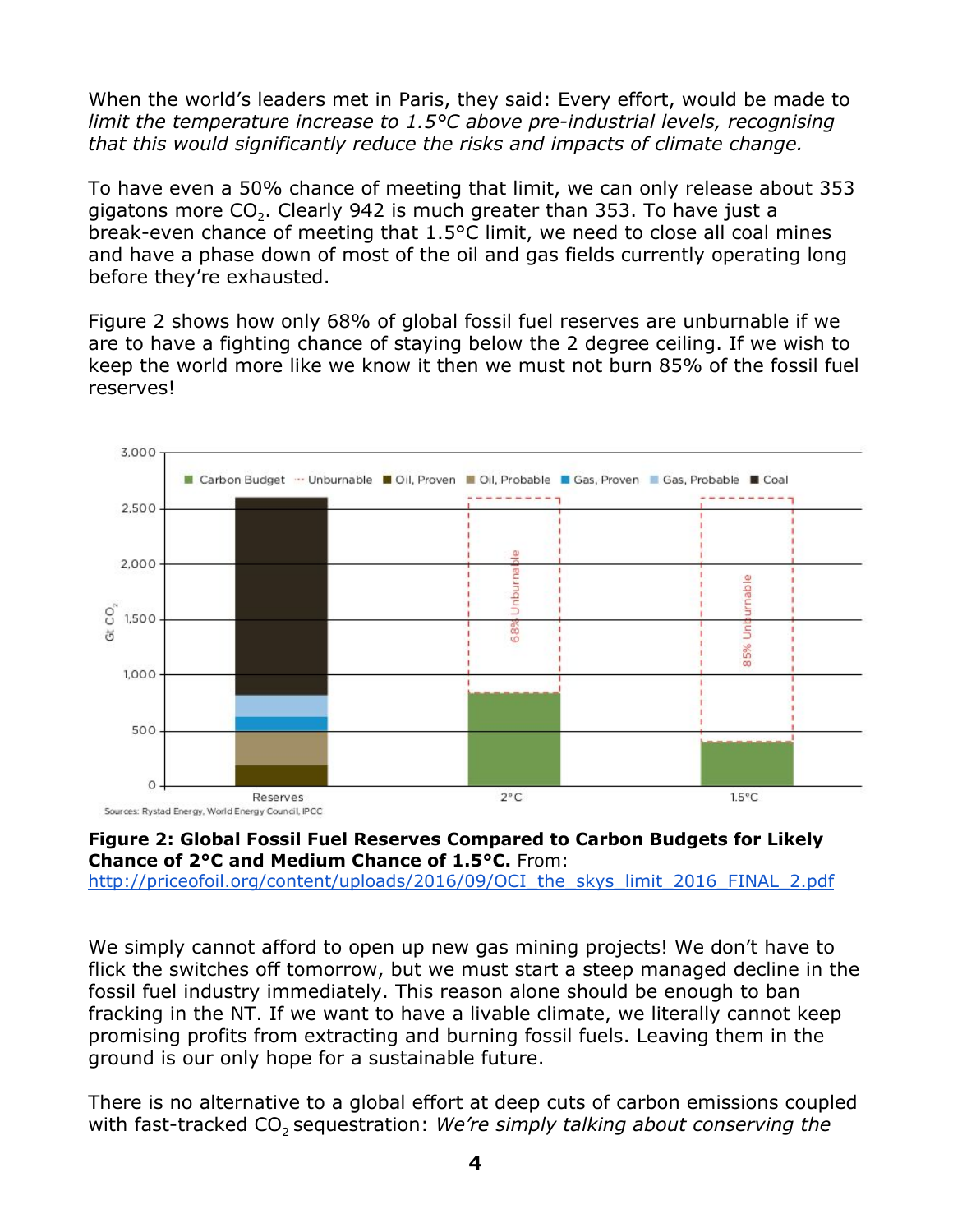When the world's leaders met in Paris, they said: Every effort, would be made to *limit the temperature increase to 1.5°C above pre-industrial levels, recognising that this would significantly reduce the risks and impacts of climate change.*

To have even a 50% chance of meeting that limit, we can only release about 353 gigatons more $CO_2$. Clearly 942 is much greater than 353. To have just a break-even chance of meeting that 1.5°C limit, we need to close all coal mines and have a phase down of most of the oil and gas fields currently operating long before they're exhausted.

Figure 2 shows how only 68% of global fossil fuel reserves are unburnable if we are to have a fighting chance of staying below the 2 degree ceiling. If we wish to keep the world more like we know it then we must not burn 85% of the fossil fuel reserves!

**Figure 2: Global Fossil Fuel Reserves Compared to Carbon Budgets for Likely Chance of 2°C and Medium Chance of 1.5°C.** From: http://priceofoil.org/content/uploads/2016/09/OCI_the_skys_limit_2016_FINAL_2.pdf

We simply cannot afford to open up new gas mining projects! We don't have to flick the switches off tomorrow, but we must start a steep managed decline in the fossil fuel industry immediately. This reason alone should be enough to ban fracking in the NT. If we want to have a livable climate, we literally cannot keep promising profits from extracting and burning fossil fuels. Leaving them in the ground is our only hope for a sustainable future.

There is no alternative to a global effort at deep cuts of carbon emissions coupled with fast-tracked $CO_2$ sequestration: *We're simply talking about conserving the*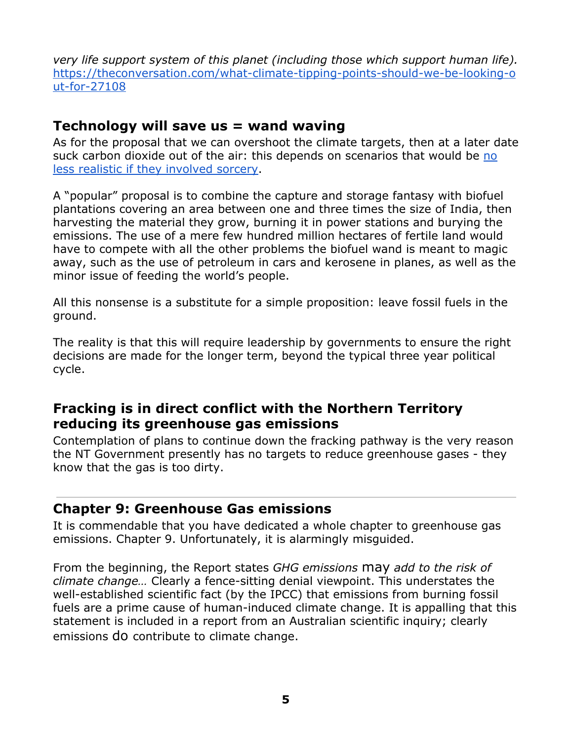*very life support system of this planet (including those which support human life).* [https://theconversation.com/what-climate-tipping-points-should-we-be-looking-out-for-27108](https://theconversation.com/what-climate-tipping-points-should-we-be-looking-out-for-27108)

### Technology will save us = wand waving

As for the proposal that we can overshoot the climate targets, then at a later date suck carbon dioxide out of the air: this depends on scenarios that would be no less realistic if they involved sorcery.

A "popular" proposal is to combine the capture and storage fantasy with biofuel plantations covering an area between one and three times the size of India, then harvesting the material they grow, burning it in power stations and burying the emissions. The use of a mere few hundred million hectares of fertile land would have to compete with all the other problems the biofuel wand is meant to magic away, such as the use of petroleum in cars and kerosene in planes, as well as the minor issue of feeding the world's people.

All this nonsense is a substitute for a simple proposition: leave fossil fuels in the ground.

The reality is that this will require leadership by governments to ensure the right decisions are made for the longer term, beyond the typical three year political cycle.

### Fracking is in direct conflict with the Northern Territory reducing its greenhouse gas emissions

Contemplation of plans to continue down the fracking pathway is the very reason the NT Government presently has no targets to reduce greenhouse gases - they know that the gas is too dirty.

---

### Chapter 9: Greenhouse Gas emissions

It is commendable that you have dedicated a whole chapter to greenhouse gas emissions. Chapter 9. Unfortunately, it is alarmingly misguided.

From the beginning, the Report states *GHG emissions* may *add to the risk of climate change…* Clearly a fence-sitting denial viewpoint. This understates the well-established scientific fact (by the IPCC) that emissions from burning fossil fuels are a prime cause of human-induced climate change. It is appalling that this statement is included in a report from an Australian scientific inquiry; clearly emissions do contribute to climate change.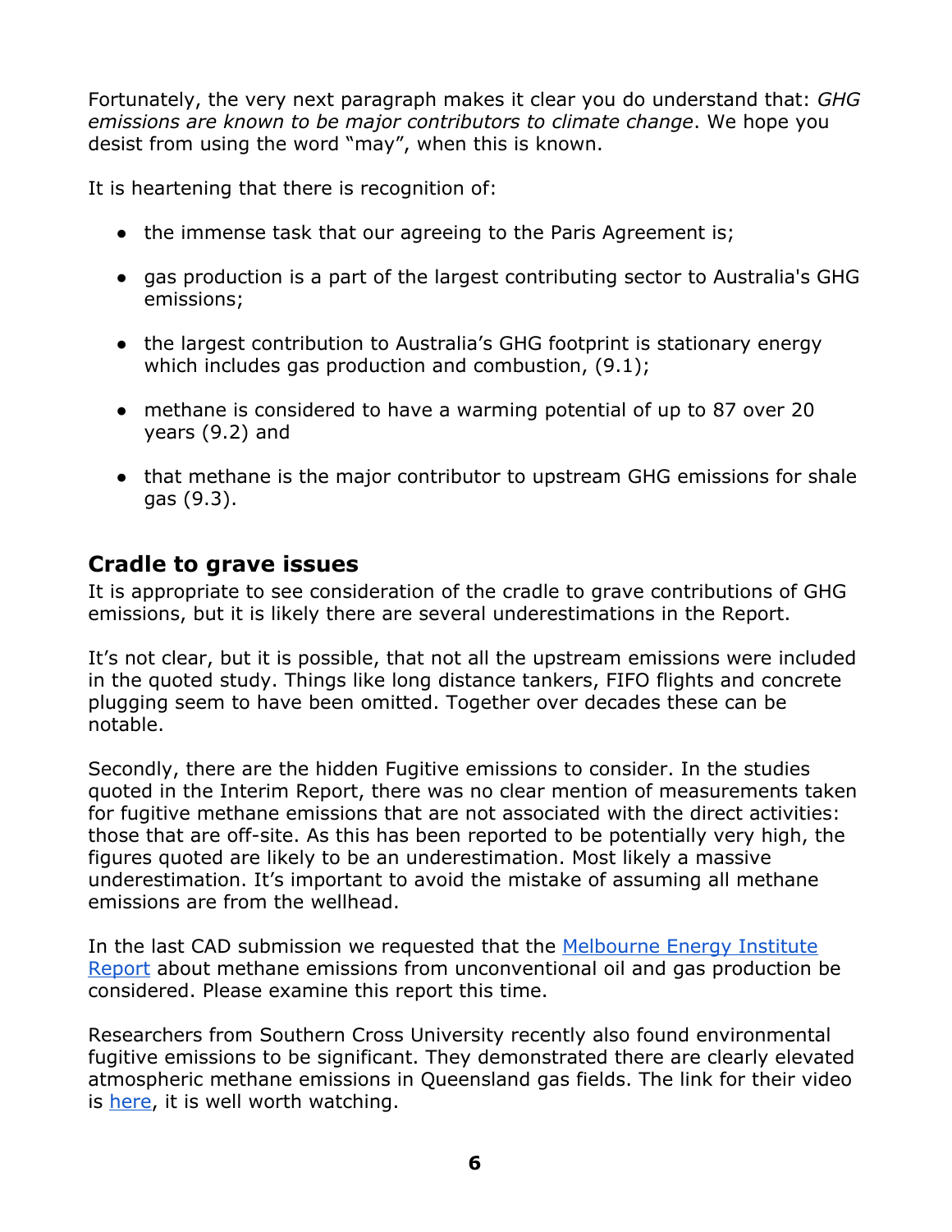Fortunately, the very next paragraph makes it clear you do understand that: *GHG emissions are known to be major contributors to climate change*. We hope you desist from using the word "may", when this is known.

It is heartening that there is recognition of:

- the immense task that our agreeing to the Paris Agreement is;
- gas production is a part of the largest contributing sector to Australia's GHG emissions;
- the largest contribution to Australia's GHG footprint is stationary energy which includes gas production and combustion, (9.1);
- methane is considered to have a warming potential of up to 87 over 20 years (9.2) and
- that methane is the major contributor to upstream GHG emissions for shale gas (9.3).

## Cradle to grave issues

It is appropriate to see consideration of the cradle to grave contributions of GHG emissions, but it is likely there are several underestimations in the Report.

It's not clear, but it is possible, that not all the upstream emissions were included in the quoted study. Things like long distance tankers, FIFO flights and concrete plugging seem to have been omitted. Together over decades these can be notable.

Secondly, there are the hidden Fugitive emissions to consider. In the studies quoted in the Interim Report, there was no clear mention of measurements taken for fugitive methane emissions that are not associated with the direct activities: those that are off-site. As this has been reported to be potentially very high, the figures quoted are likely to be an underestimation. Most likely a massive underestimation. It's important to avoid the mistake of assuming all methane emissions are from the wellhead.

In the last CAD submission we requested that the Melbourne Energy Institute Report about methane emissions from unconventional oil and gas production be considered. Please examine this report this time.

Researchers from Southern Cross University recently also found environmental fugitive emissions to be significant. They demonstrated there are clearly elevated atmospheric methane emissions in Queensland gas fields. The link for their video is here, it is well worth watching.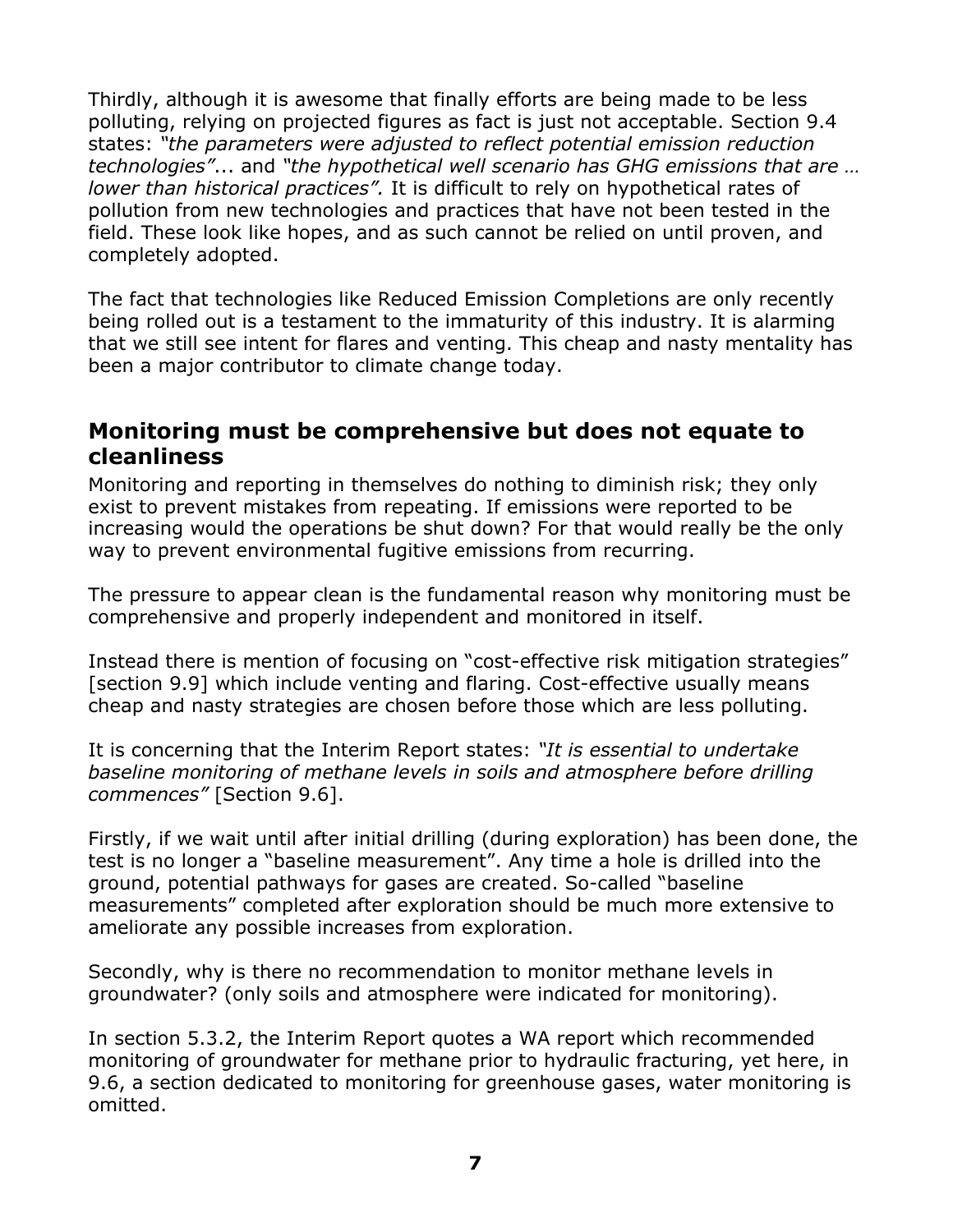Thirdly, although it is awesome that finally efforts are being made to be less polluting, relying on projected figures as fact is just not acceptable. Section 9.4 states: *"the parameters were adjusted to reflect potential emission reduction technologies"*... and *"the hypothetical well scenario has GHG emissions that are … lower than historical practices".* It is difficult to rely on hypothetical rates of pollution from new technologies and practices that have not been tested in the field. These look like hopes, and as such cannot be relied on until proven, and completely adopted.

The fact that technologies like Reduced Emission Completions are only recently being rolled out is a testament to the immaturity of this industry. It is alarming that we still see intent for flares and venting. This cheap and nasty mentality has been a major contributor to climate change today.

## Monitoring must be comprehensive but does not equate to cleanliness

Monitoring and reporting in themselves do nothing to diminish risk; they only exist to prevent mistakes from repeating. If emissions were reported to be increasing would the operations be shut down? For that would really be the only way to prevent environmental fugitive emissions from recurring.

The pressure to appear clean is the fundamental reason why monitoring must be comprehensive and properly independent and monitored in itself.

Instead there is mention of focusing on "cost-effective risk mitigation strategies" [section 9.9] which include venting and flaring. Cost-effective usually means cheap and nasty strategies are chosen before those which are less polluting.

It is concerning that the Interim Report states: *"It is essential to undertake baseline monitoring of methane levels in soils and atmosphere before drilling commences"* [Section 9.6].

Firstly, if we wait until after initial drilling (during exploration) has been done, the test is no longer a "baseline measurement". Any time a hole is drilled into the ground, potential pathways for gases are created. So-called "baseline measurements" completed after exploration should be much more extensive to ameliorate any possible increases from exploration.

Secondly, why is there no recommendation to monitor methane levels in groundwater? (only soils and atmosphere were indicated for monitoring).

In section 5.3.2, the Interim Report quotes a WA report which recommended monitoring of groundwater for methane prior to hydraulic fracturing, yet here, in 9.6, a section dedicated to monitoring for greenhouse gases, water monitoring is omitted.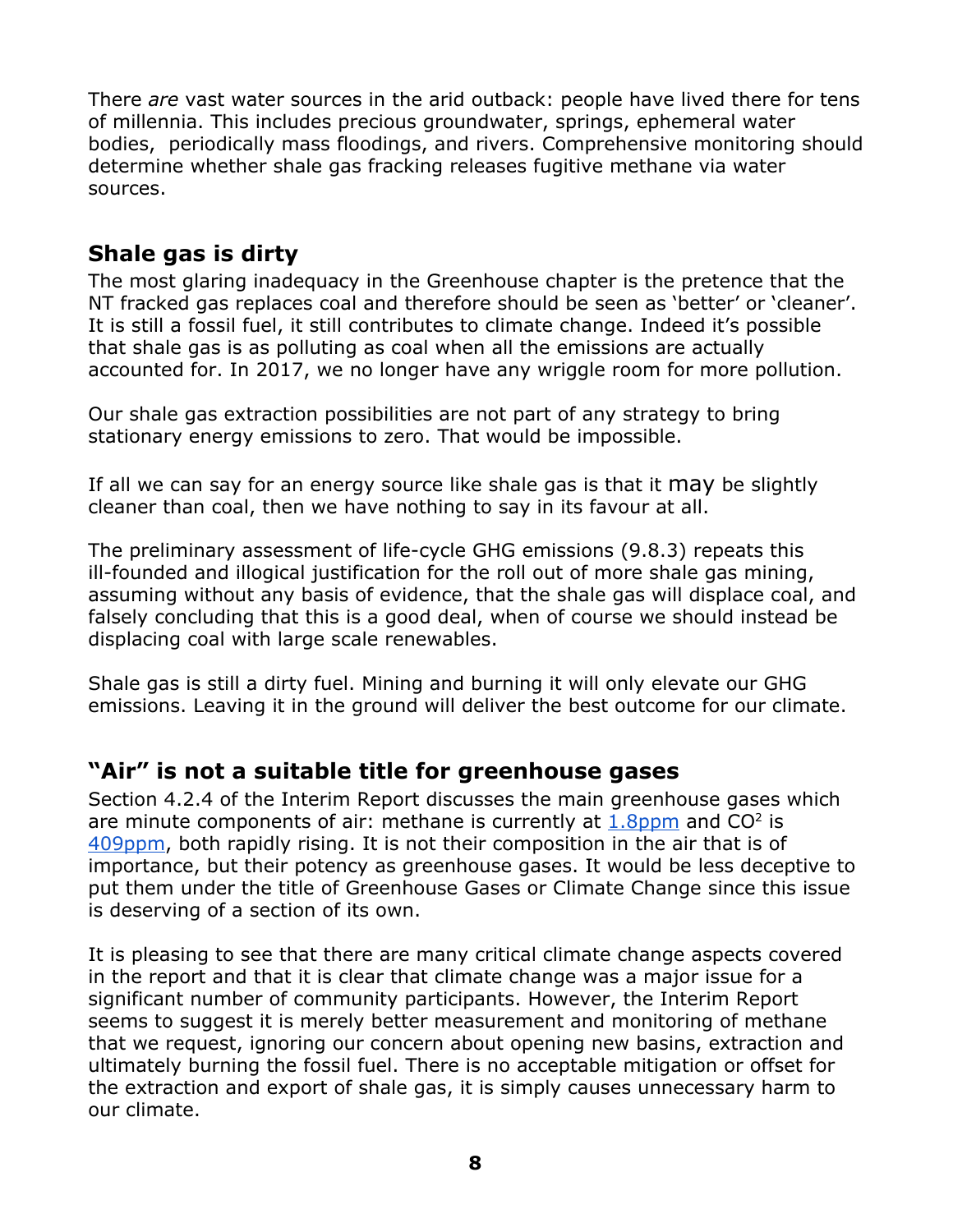There *are* vast water sources in the arid outback: people have lived there for tens of millennia. This includes precious groundwater, springs, ephemeral water bodies, periodically mass floodings, and rivers. Comprehensive monitoring should determine whether shale gas fracking releases fugitive methane via water sources.

## Shale gas is dirty

The most glaring inadequacy in the Greenhouse chapter is the pretence that the NT fracked gas replaces coal and therefore should be seen as 'better' or 'cleaner'. It is still a fossil fuel, it still contributes to climate change. Indeed it's possible that shale gas is as polluting as coal when all the emissions are actually accounted for. In 2017, we no longer have any wriggle room for more pollution.

Our shale gas extraction possibilities are not part of any strategy to bring stationary energy emissions to zero. That would be impossible.

If all we can say for an energy source like shale gas is that it may be slightly cleaner than coal, then we have nothing to say in its favour at all.

The preliminary assessment of life-cycle GHG emissions (9.8.3) repeats this ill-founded and illogical justification for the roll out of more shale gas mining, assuming without any basis of evidence, that the shale gas will displace coal, and falsely concluding that this is a good deal, when of course we should instead be displacing coal with large scale renewables.

Shale gas is still a dirty fuel. Mining and burning it will only elevate our GHG emissions. Leaving it in the ground will deliver the best outcome for our climate.

## "Air" is not a suitable title for greenhouse gases

Section 4.2.4 of the Interim Report discusses the main greenhouse gases which are minute components of air: methane is currently at [1.8ppm] and $CO^2$ is [409ppm], both rapidly rising. It is not their composition in the air that is of importance, but their potency as greenhouse gases. It would be less deceptive to put them under the title of Greenhouse Gases or Climate Change since this issue is deserving of a section of its own.

It is pleasing to see that there are many critical climate change aspects covered in the report and that it is clear that climate change was a major issue for a significant number of community participants. However, the Interim Report seems to suggest it is merely better measurement and monitoring of methane that we request, ignoring our concern about opening new basins, extraction and ultimately burning the fossil fuel. There is no acceptable mitigation or offset for the extraction and export of shale gas, it is simply causes unnecessary harm to our climate.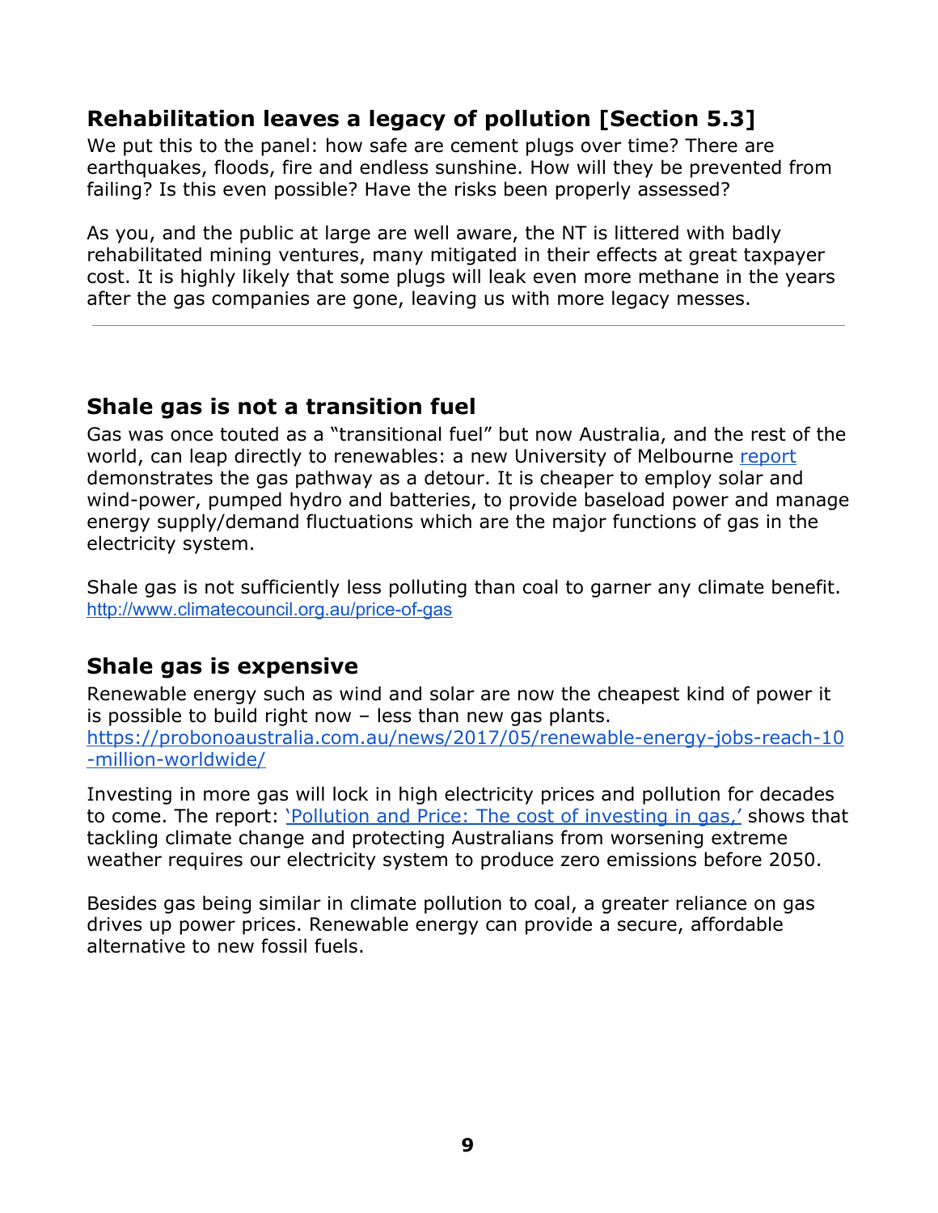## Rehabilitation leaves a legacy of pollution [Section 5.3]

We put this to the panel: how safe are cement plugs over time? There are earthquakes, floods, fire and endless sunshine. How will they be prevented from failing? Is this even possible? Have the risks been properly assessed?

As you, and the public at large are well aware, the NT is littered with badly rehabilitated mining ventures, many mitigated in their effects at great taxpayer cost. It is highly likely that some plugs will leak even more methane in the years after the gas companies are gone, leaving us with more legacy messes.

---

## Shale gas is not a transition fuel

Gas was once touted as a "transitional fuel" but now Australia, and the rest of the world, can leap directly to renewables: a new University of Melbourne report demonstrates the gas pathway as a detour. It is cheaper to employ solar and wind-power, pumped hydro and batteries, to provide baseload power and manage energy supply/demand fluctuations which are the major functions of gas in the electricity system.

Shale gas is not sufficiently less polluting than coal to garner any climate benefit. http://www.climatecouncil.org.au/price-of-gas

## Shale gas is expensive

Renewable energy such as wind and solar are now the cheapest kind of power it is possible to build right now – less than new gas plants. https://probonoaustralia.com.au/news/2017/05/renewable-energy-jobs-reach-10-million-worldwide/

Investing in more gas will lock in high electricity prices and pollution for decades to come. The report: 'Pollution and Price: The cost of investing in gas,' shows that tackling climate change and protecting Australians from worsening extreme weather requires our electricity system to produce zero emissions before 2050.

Besides gas being similar in climate pollution to coal, a greater reliance on gas drives up power prices. Renewable energy can provide a secure, affordable alternative to new fossil fuels.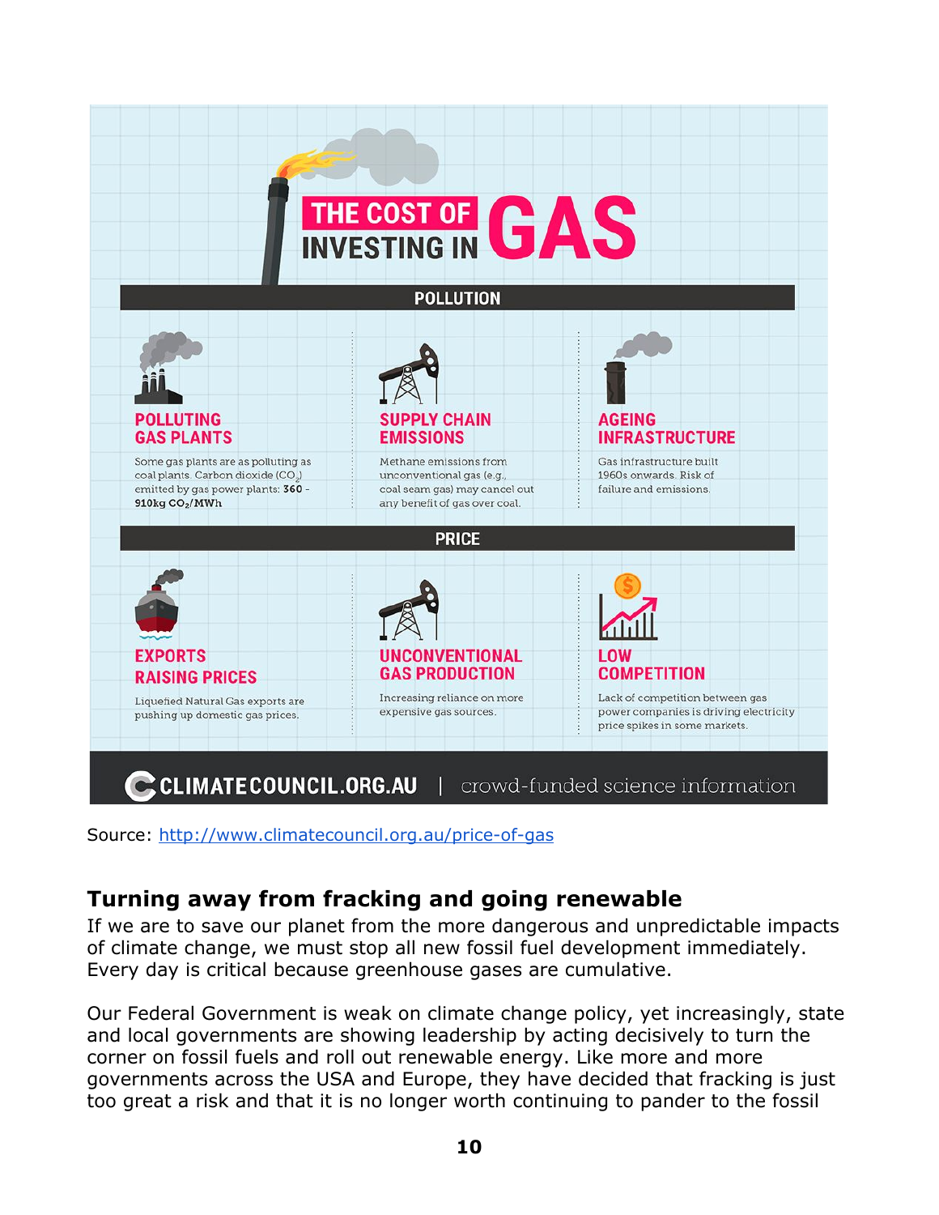# THE COST OF INVESTING IN GAS

## POLLUTION

**POLLUTING GAS PLANTS**

Some gas plants are as polluting as coal plants. Carbon dioxide ($CO_2$) emitted by gas power plants: **360 - 910kg $CO_2$/MWh**

**SUPPLY CHAIN EMISSIONS**

Methane emissions from unconventional gas (e.g., coal seam gas) may cancel out any benefit of gas over coal.

**AGEING INFRASTRUCTURE**

Gas infrastructure built 1960s onwards. Risk of failure and emissions.

## PRICE

**EXPORTS RAISING PRICES**

Liquefied Natural Gas exports are pushing up domestic gas prices.

**UNCONVENTIONAL GAS PRODUCTION**

Increasing reliance on more expensive gas sources.

**LOW COMPETITION**

Lack of competition between gas power companies is driving electricity price spikes in some markets.

CLIMATECOUNCIL.ORG.AU | crowd-funded science information

Source: http://www.climatecouncil.org.au/price-of-gas

## Turning away from fracking and going renewable

If we are to save our planet from the more dangerous and unpredictable impacts of climate change, we must stop all new fossil fuel development immediately. Every day is critical because greenhouse gases are cumulative.

Our Federal Government is weak on climate change policy, yet increasingly, state and local governments are showing leadership by acting decisively to turn the corner on fossil fuels and roll out renewable energy. Like more and more governments across the USA and Europe, they have decided that fracking is just too great a risk and that it is no longer worth continuing to pander to the fossil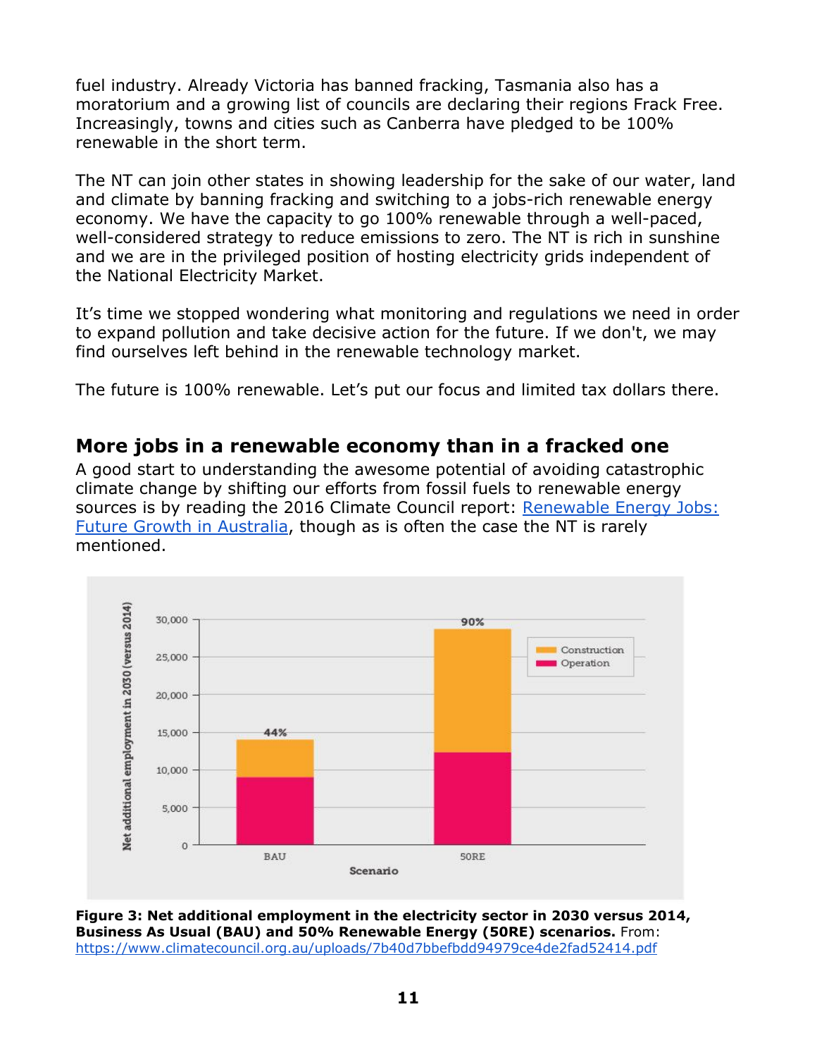fuel industry. Already Victoria has banned fracking, Tasmania also has a moratorium and a growing list of councils are declaring their regions Frack Free. Increasingly, towns and cities such as Canberra have pledged to be 100% renewable in the short term.

The NT can join other states in showing leadership for the sake of our water, land and climate by banning fracking and switching to a jobs-rich renewable energy economy. We have the capacity to go 100% renewable through a well-paced, well-considered strategy to reduce emissions to zero. The NT is rich in sunshine and we are in the privileged position of hosting electricity grids independent of the National Electricity Market.

It's time we stopped wondering what monitoring and regulations we need in order to expand pollution and take decisive action for the future. If we don't, we may find ourselves left behind in the renewable technology market.

The future is 100% renewable. Let's put our focus and limited tax dollars there.

## More jobs in a renewable economy than in a fracked one

A good start to understanding the awesome potential of avoiding catastrophic climate change by shifting our efforts from fossil fuels to renewable energy sources is by reading the 2016 Climate Council report: [Renewable Energy Jobs: Future Growth in Australia](https://www.climatecouncil.org.au/uploads/7b40d7bbefbdd94979ce4de2fad52414.pdf), though as is often the case the NT is rarely mentioned.

**Figure 3: Net additional employment in the electricity sector in 2030 versus 2014, Business As Usual (BAU) and 50% Renewable Energy (50RE) scenarios.** From: https://www.climatecouncil.org.au/uploads/7b40d7bbefbdd94979ce4de2fad52414.pdf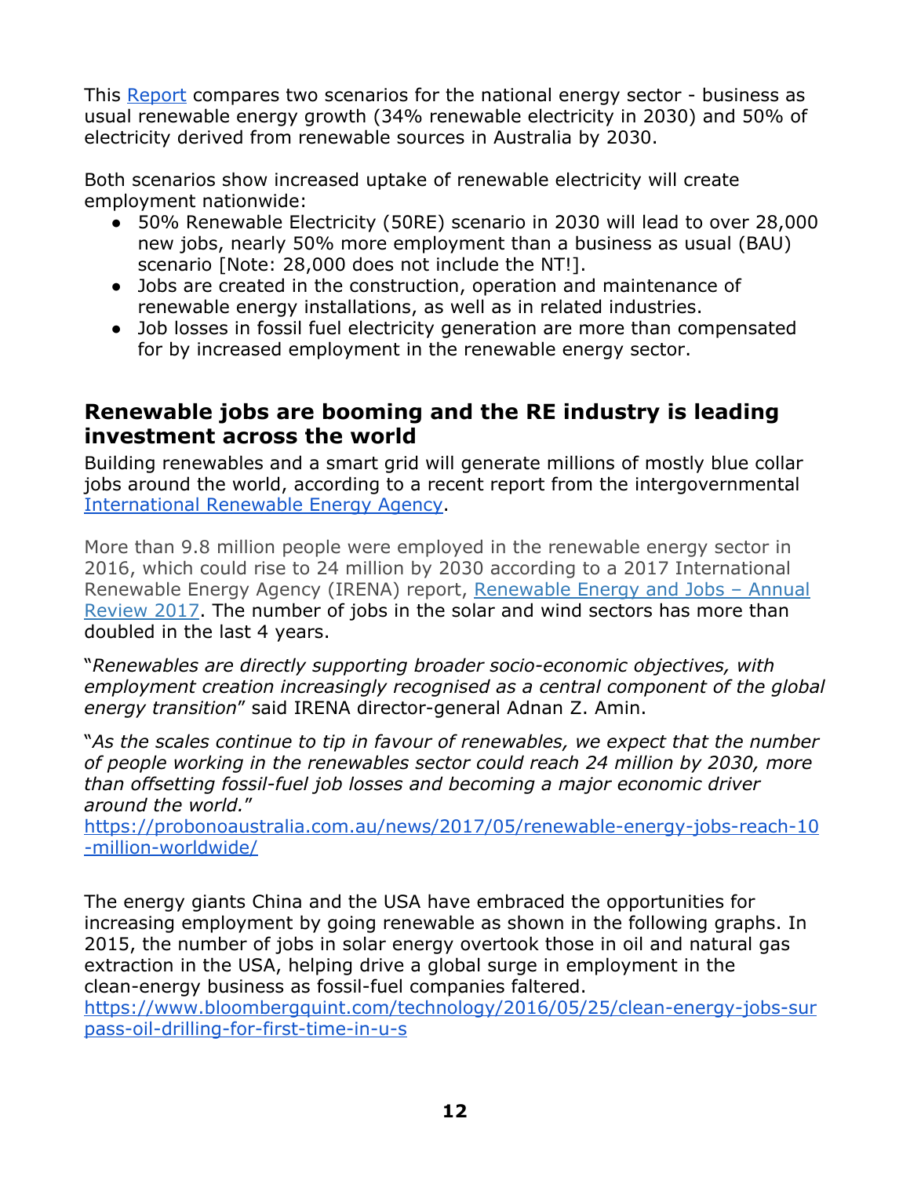This [Report](#) compares two scenarios for the national energy sector - business as usual renewable energy growth (34% renewable electricity in 2030) and 50% of electricity derived from renewable sources in Australia by 2030.

Both scenarios show increased uptake of renewable electricity will create employment nationwide:

- 50% Renewable Electricity (50RE) scenario in 2030 will lead to over 28,000 new jobs, nearly 50% more employment than a business as usual (BAU) scenario [Note: 28,000 does not include the NT!].
- Jobs are created in the construction, operation and maintenance of renewable energy installations, as well as in related industries.
- Job losses in fossil fuel electricity generation are more than compensated for by increased employment in the renewable energy sector.

## Renewable jobs are booming and the RE industry is leading investment across the world

Building renewables and a smart grid will generate millions of mostly blue collar jobs around the world, according to a recent report from the intergovernmental [International Renewable Energy Agency](#).

More than 9.8 million people were employed in the renewable energy sector in 2016, which could rise to 24 million by 2030 according to a 2017 International Renewable Energy Agency (IRENA) report, [Renewable Energy and Jobs – Annual Review 2017](#). The number of jobs in the solar and wind sectors has more than doubled in the last 4 years.

"*Renewables are directly supporting broader socio-economic objectives, with employment creation increasingly recognised as a central component of the global energy transition*" said IRENA director-general Adnan Z. Amin.

"*As the scales continue to tip in favour of renewables, we expect that the number of people working in the renewables sector could reach 24 million by 2030, more than offsetting fossil-fuel job losses and becoming a major economic driver around the world.*"
[https://probonoaustralia.com.au/news/2017/05/renewable-energy-jobs-reach-10-million-worldwide/](https://probonoaustralia.com.au/news/2017/05/renewable-energy-jobs-reach-10-million-worldwide/)

The energy giants China and the USA have embraced the opportunities for increasing employment by going renewable as shown in the following graphs. In 2015, the number of jobs in solar energy overtook those in oil and natural gas extraction in the USA, helping drive a global surge in employment in the clean-energy business as fossil-fuel companies faltered.
[https://www.bloombergquint.com/technology/2016/05/25/clean-energy-jobs-surpass-oil-drilling-for-first-time-in-u-s](https://www.bloombergquint.com/technology/2016/05/25/clean-energy-jobs-surpass-oil-drilling-for-first-time-in-u-s)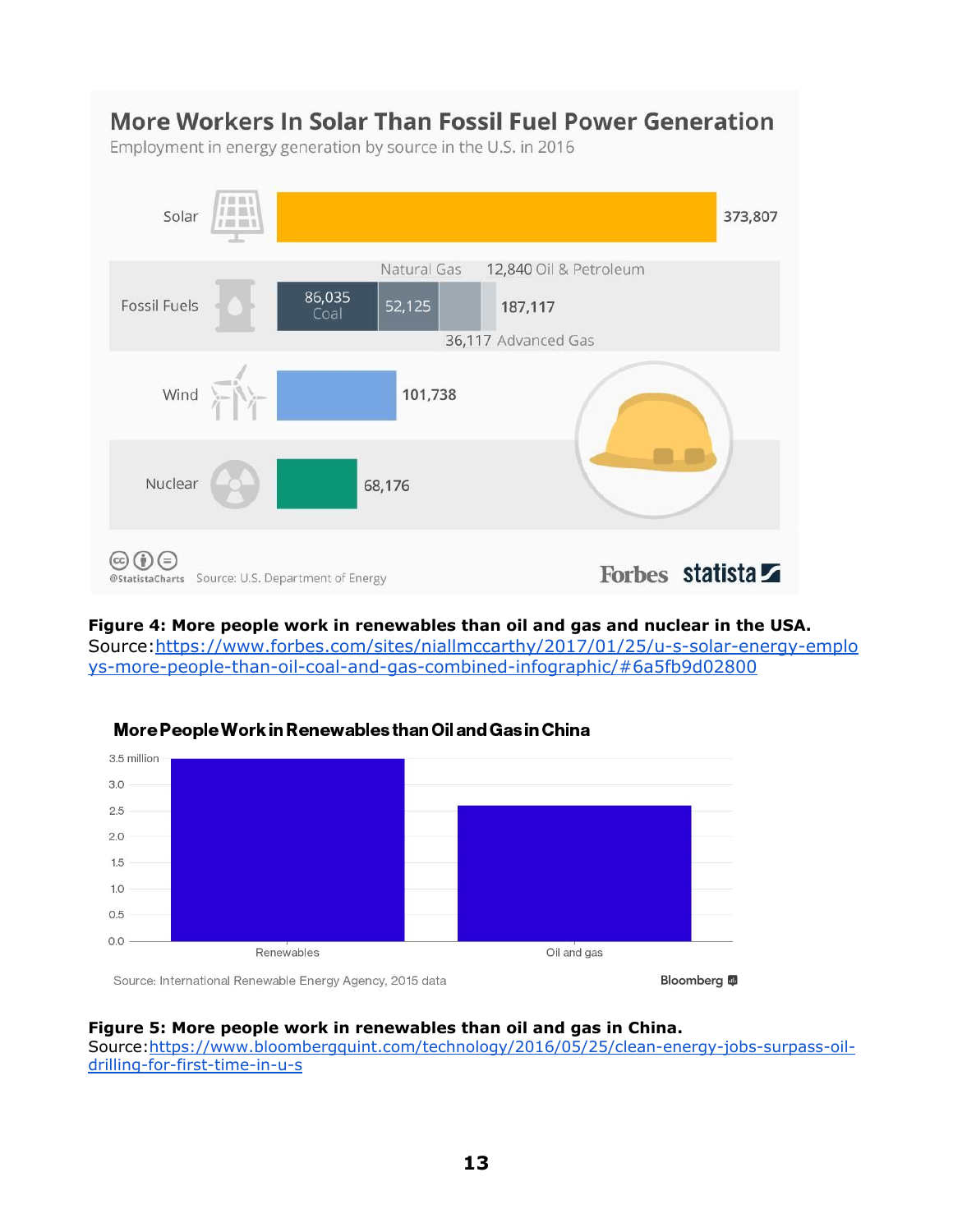**More Workers In Solar Than Fossil Fuel Power Generation**

Employment in energy generation by source in the U.S. in 2016

| Source | Employment |
| --- | --- |
| Solar | 373,807 |
| Fossil Fuels | 187,117 (86,035 Coal; 52,125 Natural Gas; 36,117 Advanced Gas; 12,840 Oil & Petroleum) |
| Wind | 101,738 |
| Nuclear | 68,176 |

@StatistaCharts Source: U.S. Department of Energy — Forbes statista

**Figure 4: More people work in renewables than oil and gas and nuclear in the USA.**
Source:https://www.forbes.com/sites/niallmccarthy/2017/01/25/u-s-solar-energy-employs-more-people-than-oil-coal-and-gas-combined-infographic/#6a5fb9d02800

**More People Work in Renewables than Oil and Gas in China**

Renewables | Oil and gas (y-axis: 0.0 – 3.5 million)

Source: International Renewable Energy Agency, 2015 data — Bloomberg

**Figure 5: More people work in renewables than oil and gas in China.**
Source:https://www.bloombergquint.com/technology/2016/05/25/clean-energy-jobs-surpass-oil-drilling-for-first-time-in-u-s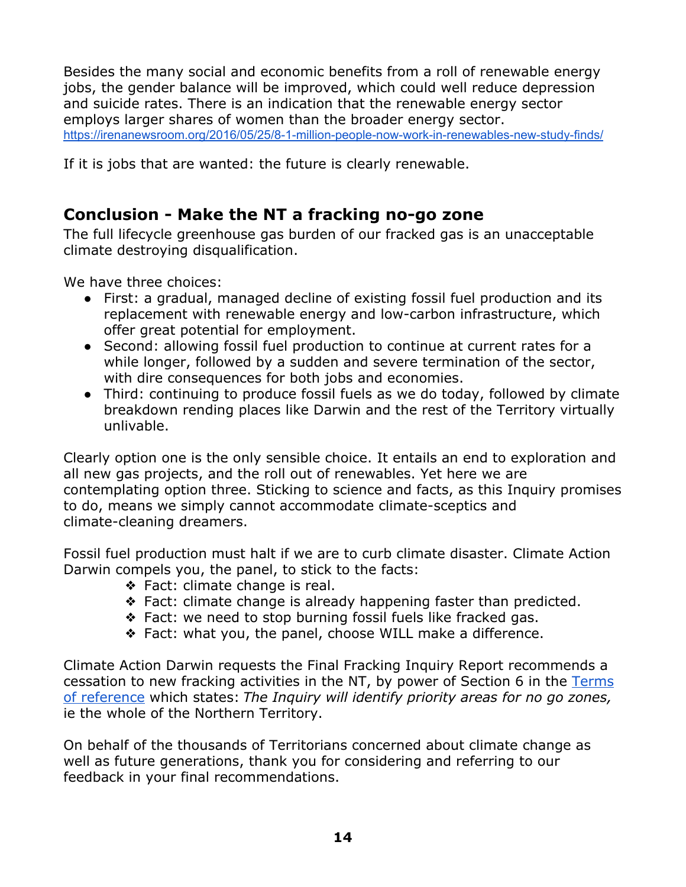Besides the many social and economic benefits from a roll of renewable energy jobs, the gender balance will be improved, which could well reduce depression and suicide rates. There is an indication that the renewable energy sector employs larger shares of women than the broader energy sector.
https://irenanewsroom.org/2016/05/25/8-1-million-people-now-work-in-renewables-new-study-finds/

If it is jobs that are wanted: the future is clearly renewable.

## Conclusion - Make the NT a fracking no-go zone

The full lifecycle greenhouse gas burden of our fracked gas is an unacceptable climate destroying disqualification.

We have three choices:

- First: a gradual, managed decline of existing fossil fuel production and its replacement with renewable energy and low-carbon infrastructure, which offer great potential for employment.
- Second: allowing fossil fuel production to continue at current rates for a while longer, followed by a sudden and severe termination of the sector, with dire consequences for both jobs and economies.
- Third: continuing to produce fossil fuels as we do today, followed by climate breakdown rending places like Darwin and the rest of the Territory virtually unlivable.

Clearly option one is the only sensible choice. It entails an end to exploration and all new gas projects, and the roll out of renewables. Yet here we are contemplating option three. Sticking to science and facts, as this Inquiry promises to do, means we simply cannot accommodate climate-sceptics and climate-cleaning dreamers.

Fossil fuel production must halt if we are to curb climate disaster. Climate Action Darwin compels you, the panel, to stick to the facts:

- Fact: climate change is real.
- Fact: climate change is already happening faster than predicted.
- Fact: we need to stop burning fossil fuels like fracked gas.
- Fact: what you, the panel, choose WILL make a difference.

Climate Action Darwin requests the Final Fracking Inquiry Report recommends a cessation to new fracking activities in the NT, by power of Section 6 in the Terms of reference which states: *The Inquiry will identify priority areas for no go zones,* ie the whole of the Northern Territory.

On behalf of the thousands of Territorians concerned about climate change as well as future generations, thank you for considering and referring to our feedback in your final recommendations.